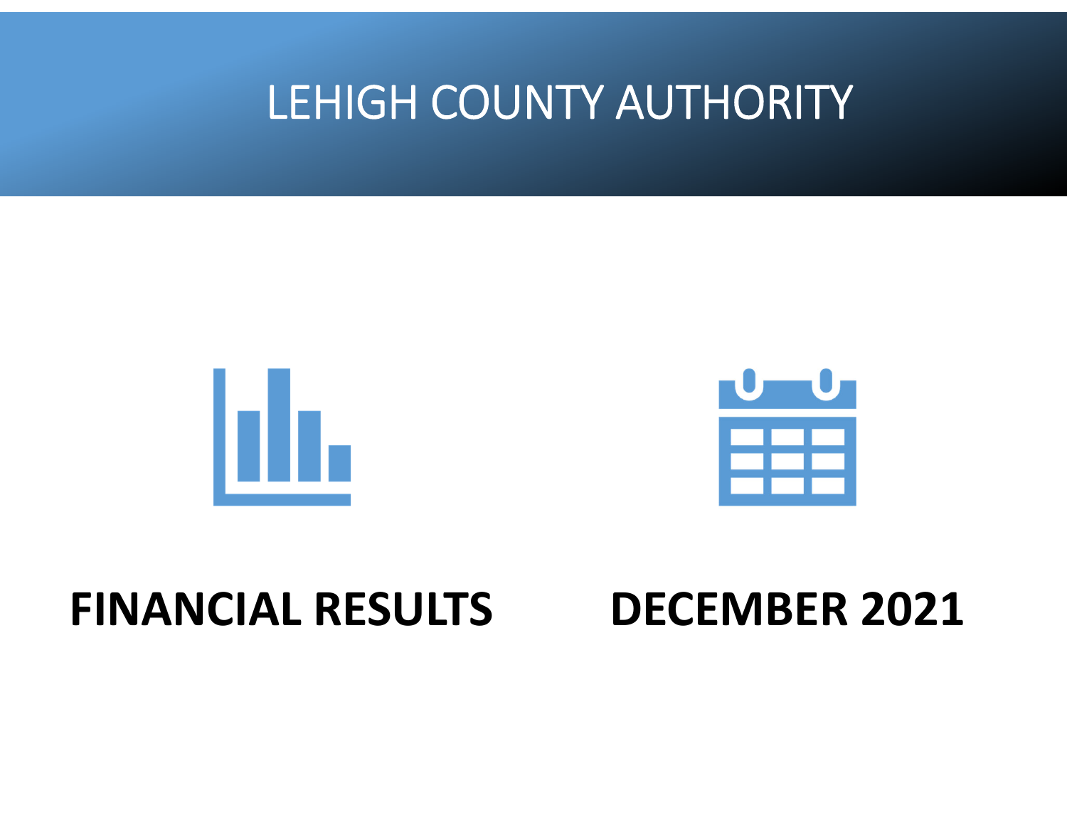# LEHIGH COUNTY AUTHORITY

**FINANCIAL RESULTS**

**DECEMBER 2021**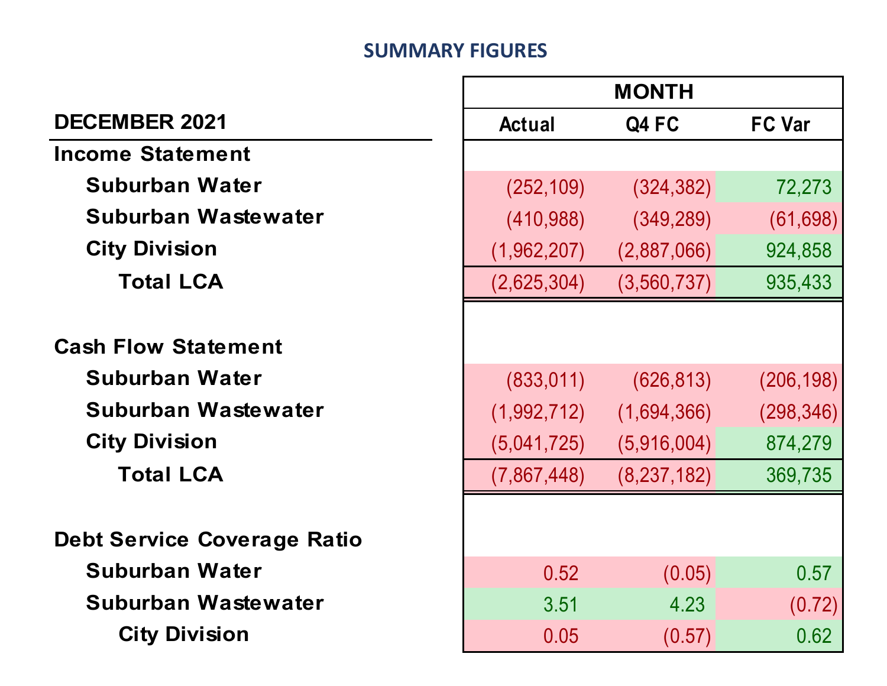## SUMMARY FIGURES

| DECEMBER 2021 | MONTH | | |
|---|---|---|---|
| | Actual | Q4 FC | FC Var |
| **Income Statement** | | | |
| Suburban Water | (252,109) | (324,382) | 72,273 |
| Suburban Wastewater | (410,988) | (349,289) | (61,698) |
| City Division | (1,962,207) | (2,887,066) | 924,858 |
| Total LCA | (2,625,304) | (3,560,737) | 935,433 |
| | | | |
| **Cash Flow Statement** | | | |
| Suburban Water | (833,011) | (626,813) | (206,198) |
| Suburban Wastewater | (1,992,712) | (1,694,366) | (298,346) |
| City Division | (5,041,725) | (5,916,004) | 874,279 |
| Total LCA | (7,867,448) | (8,237,182) | 369,735 |
| | | | |
| **Debt Service Coverage Ratio** | | | |
| Suburban Water | 0.52 | (0.05) | 0.57 |
| Suburban Wastewater | 3.51 | 4.23 | (0.72) |
| City Division | 0.05 | (0.57) | 0.62 |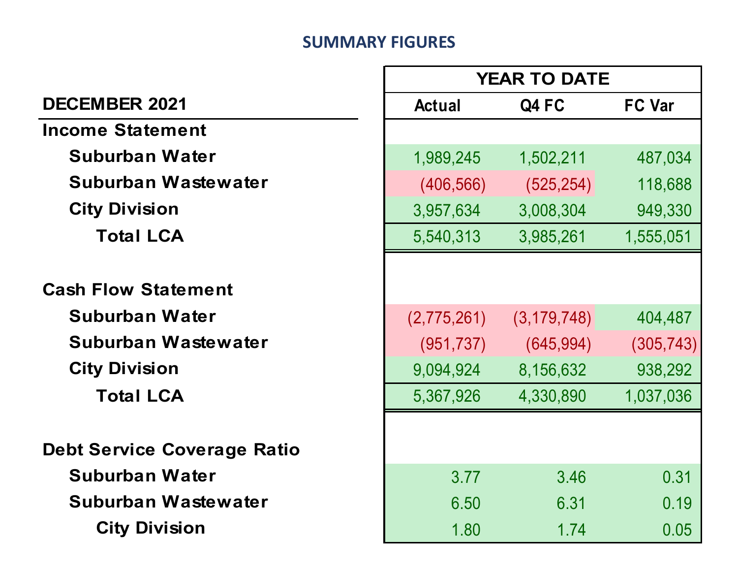## SUMMARY FIGURES

| DECEMBER 2021 | YEAR TO DATE | | |
|---|---|---|---|
| | Actual | Q4 FC | FC Var |
| **Income Statement** | | | |
| Suburban Water | 1,989,245 | 1,502,211 | 487,034 |
| Suburban Wastewater | (406,566) | (525,254) | 118,688 |
| City Division | 3,957,634 | 3,008,304 | 949,330 |
| Total LCA | 5,540,313 | 3,985,261 | 1,555,051 |
| **Cash Flow Statement** | | | |
| Suburban Water | (2,775,261) | (3,179,748) | 404,487 |
| Suburban Wastewater | (951,737) | (645,994) | (305,743) |
| City Division | 9,094,924 | 8,156,632 | 938,292 |
| Total LCA | 5,367,926 | 4,330,890 | 1,037,036 |
| **Debt Service Coverage Ratio** | | | |
| Suburban Water | 3.77 | 3.46 | 0.31 |
| Suburban Wastewater | 6.50 | 6.31 | 0.19 |
| City Division | 1.80 | 1.74 | 0.05 |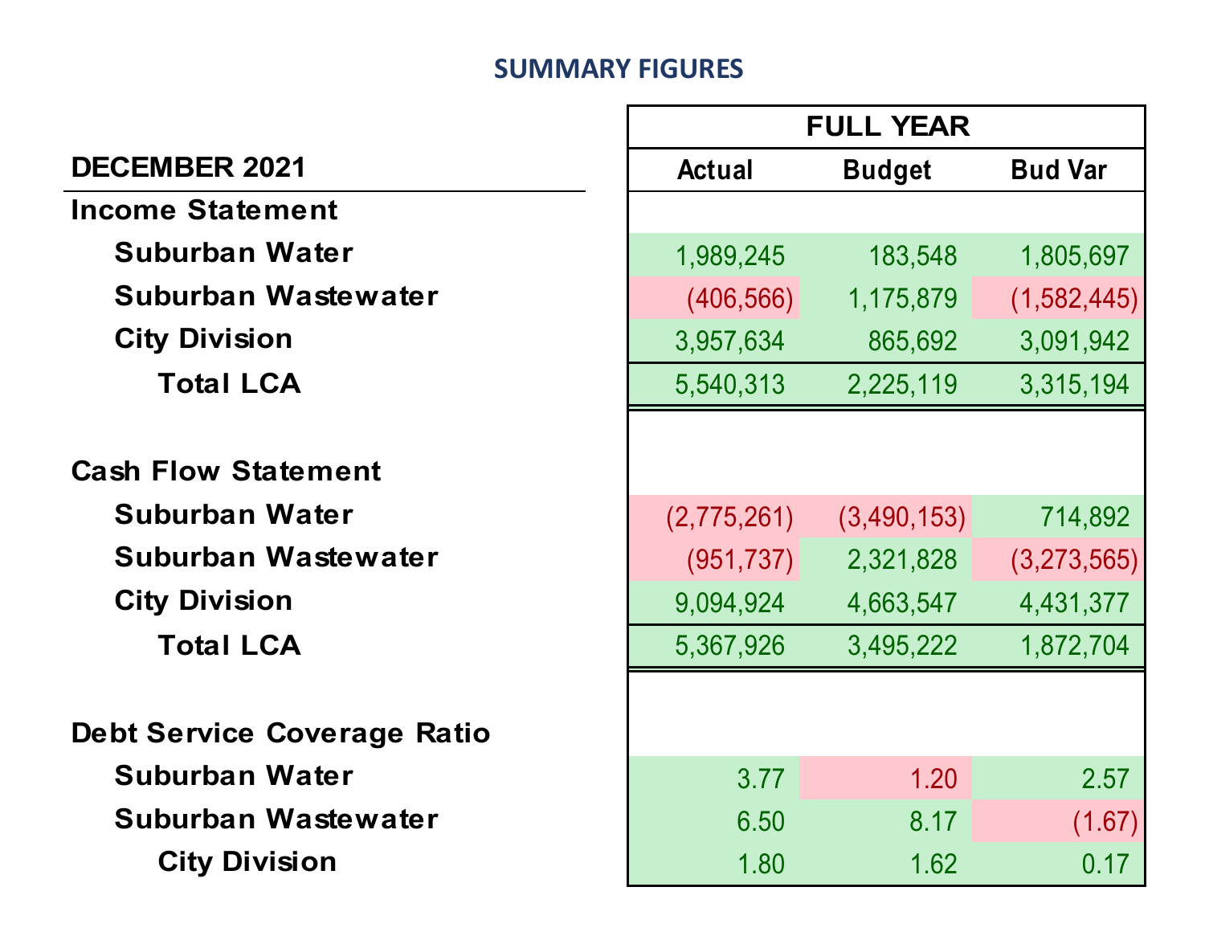## SUMMARY FIGURES

| DECEMBER 2021 | FULL YEAR | | |
|---|---|---|---|
| | Actual | Budget | Bud Var |
| **Income Statement** | | | |
| Suburban Water | 1,989,245 | 183,548 | 1,805,697 |
| Suburban Wastewater | (406,566) | 1,175,879 | (1,582,445) |
| City Division | 3,957,634 | 865,692 | 3,091,942 |
| Total LCA | 5,540,313 | 2,225,119 | 3,315,194 |
| **Cash Flow Statement** | | | |
| Suburban Water | (2,775,261) | (3,490,153) | 714,892 |
| Suburban Wastewater | (951,737) | 2,321,828 | (3,273,565) |
| City Division | 9,094,924 | 4,663,547 | 4,431,377 |
| Total LCA | 5,367,926 | 3,495,222 | 1,872,704 |
| **Debt Service Coverage Ratio** | | | |
| Suburban Water | 3.77 | 1.20 | 2.57 |
| Suburban Wastewater | 6.50 | 8.17 | (1.67) |
| City Division | 1.80 | 1.62 | 0.17 |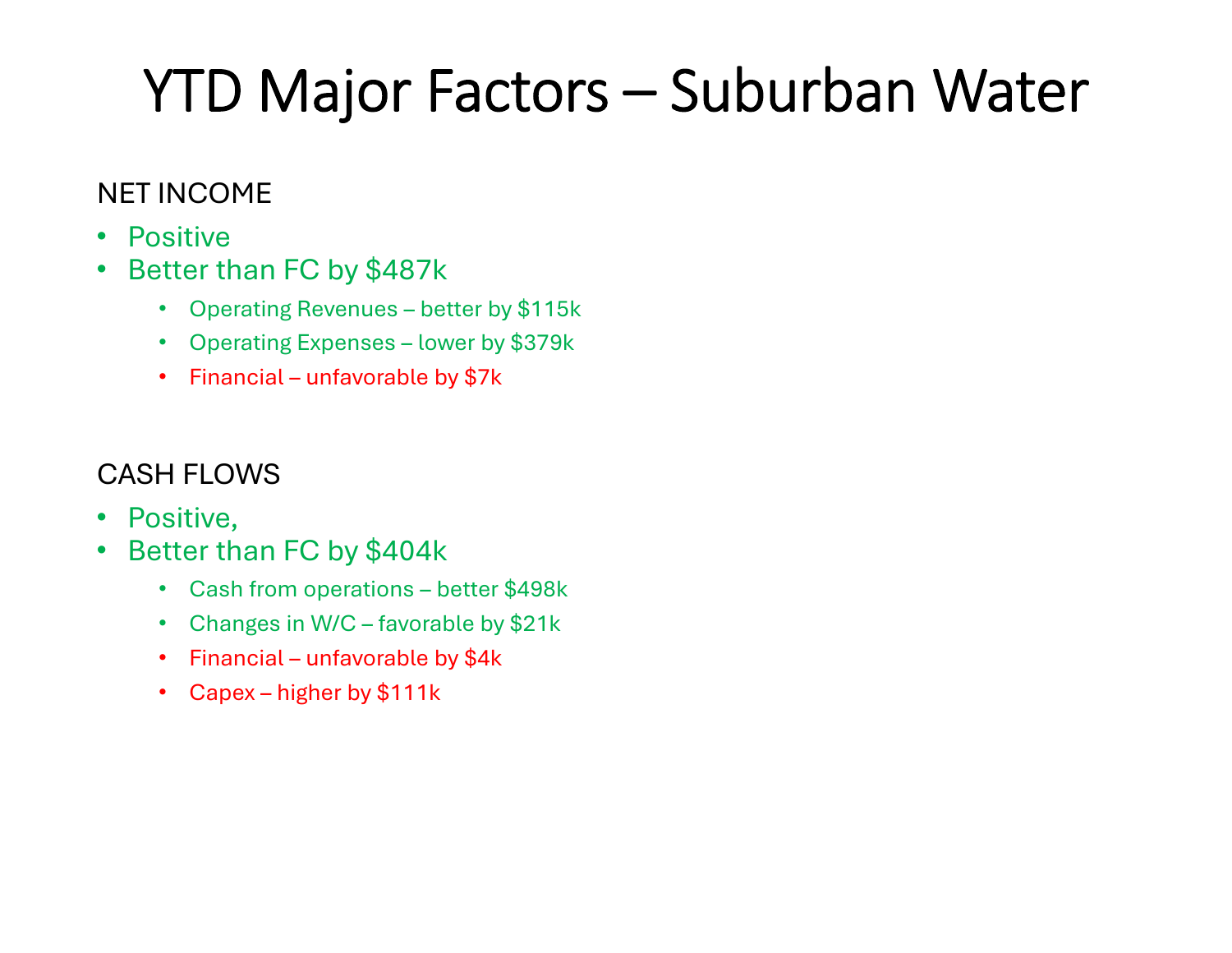# YTD Major Factors – Suburban Water

NET INCOME

- Positive
- Better than FC by $487k
  - Operating Revenues – better by $115k
  - Operating Expenses – lower by $379k
  - Financial – unfavorable by $7k

CASH FLOWS

- Positive,
- Better than FC by $404k
  - Cash from operations – better $498k
  - Changes in W/C – favorable by $21k
  - Financial – unfavorable by $4k
  - Capex – higher by $111k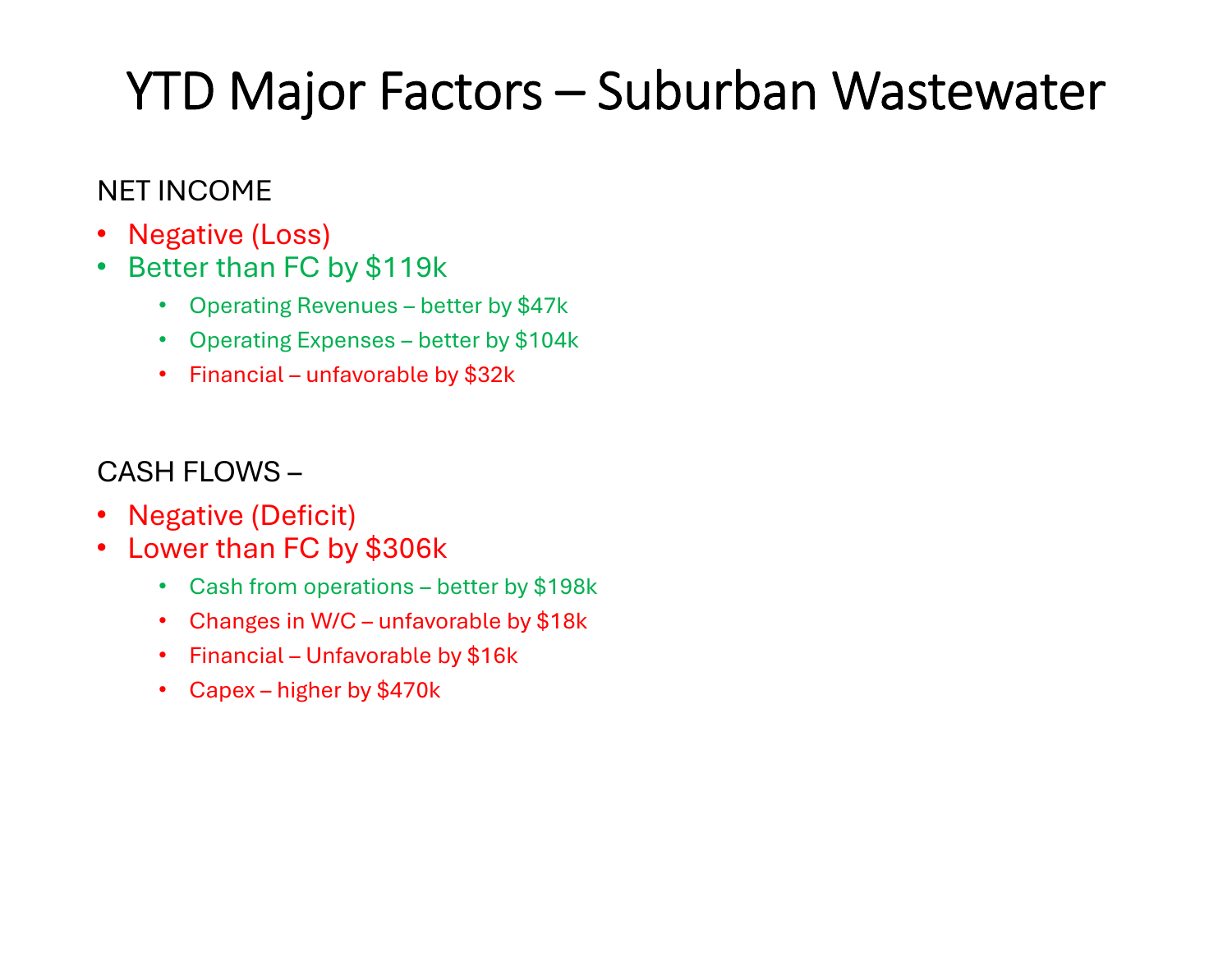# YTD Major Factors – Suburban Wastewater

NET INCOME

- Negative (Loss)
- Better than FC by $119k
  - Operating Revenues – better by $47k
  - Operating Expenses – better by $104k
  - Financial – unfavorable by $32k

CASH FLOWS –

- Negative (Deficit)
- Lower than FC by $306k
  - Cash from operations – better by $198k
  - Changes in W/C – unfavorable by $18k
  - Financial – Unfavorable by $16k
  - Capex – higher by $470k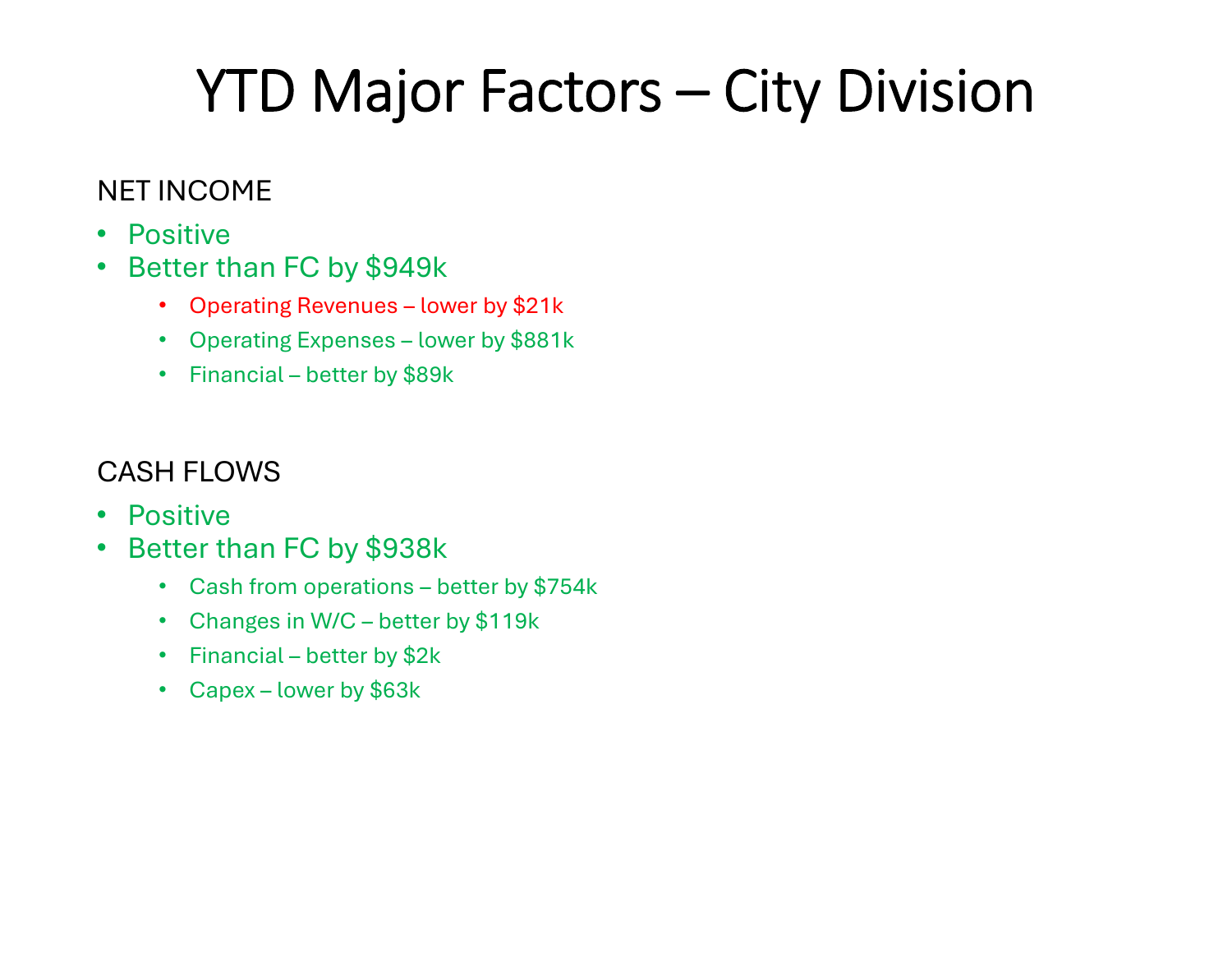# YTD Major Factors – City Division

NET INCOME

- Positive
- Better than FC by $949k
    - Operating Revenues – lower by $21k
    - Operating Expenses – lower by $881k
    - Financial – better by $89k

CASH FLOWS

- Positive
- Better than FC by $938k
    - Cash from operations – better by $754k
    - Changes in W/C – better by $119k
    - Financial – better by $2k
    - Capex – lower by $63k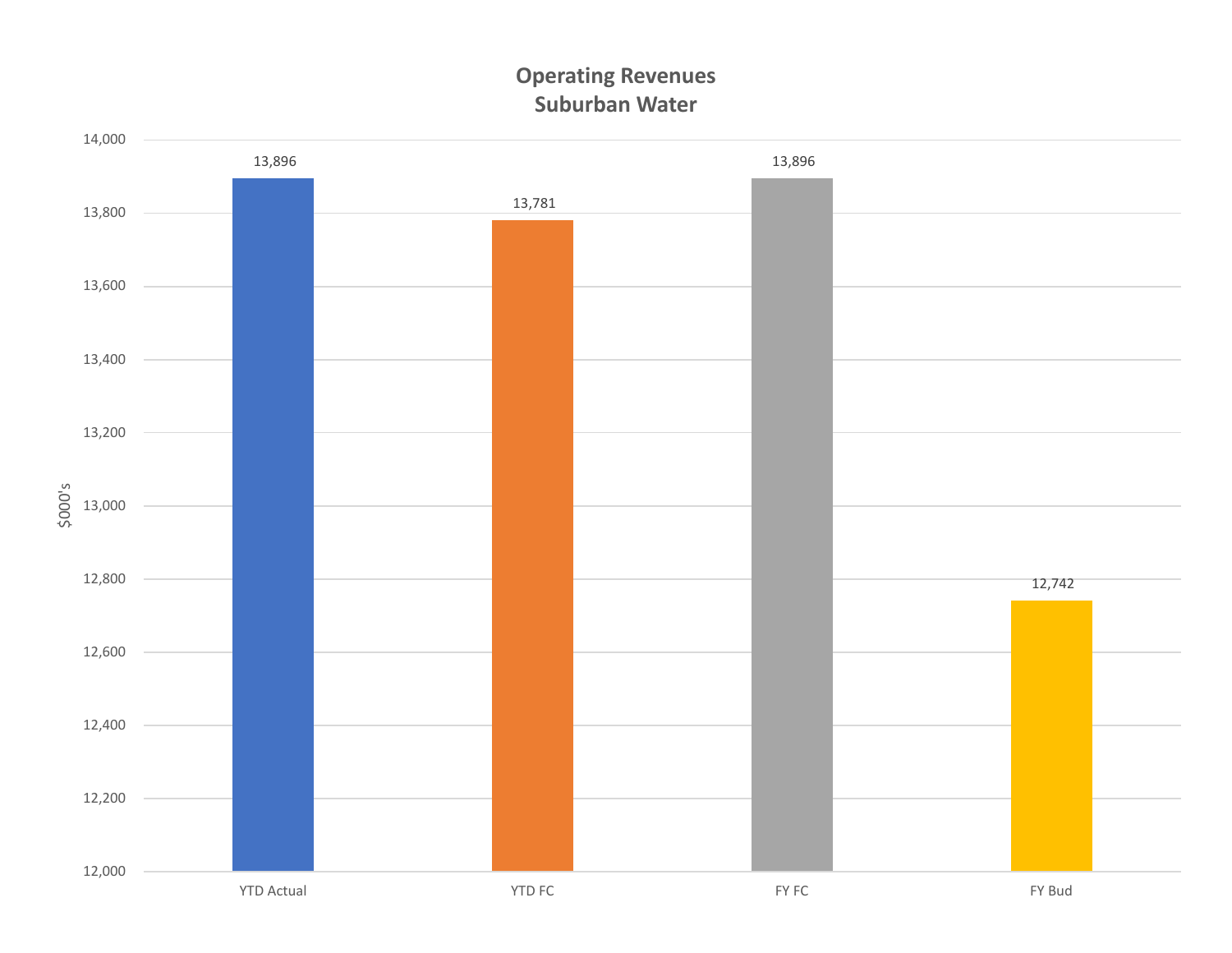## Operating Revenues
## Suburban Water

| | YTD Actual | YTD FC | FY FC | FY Bud |
|---|---|---|---|---|
| $000's | 13,896 | 13,781 | 13,896 | 12,742 |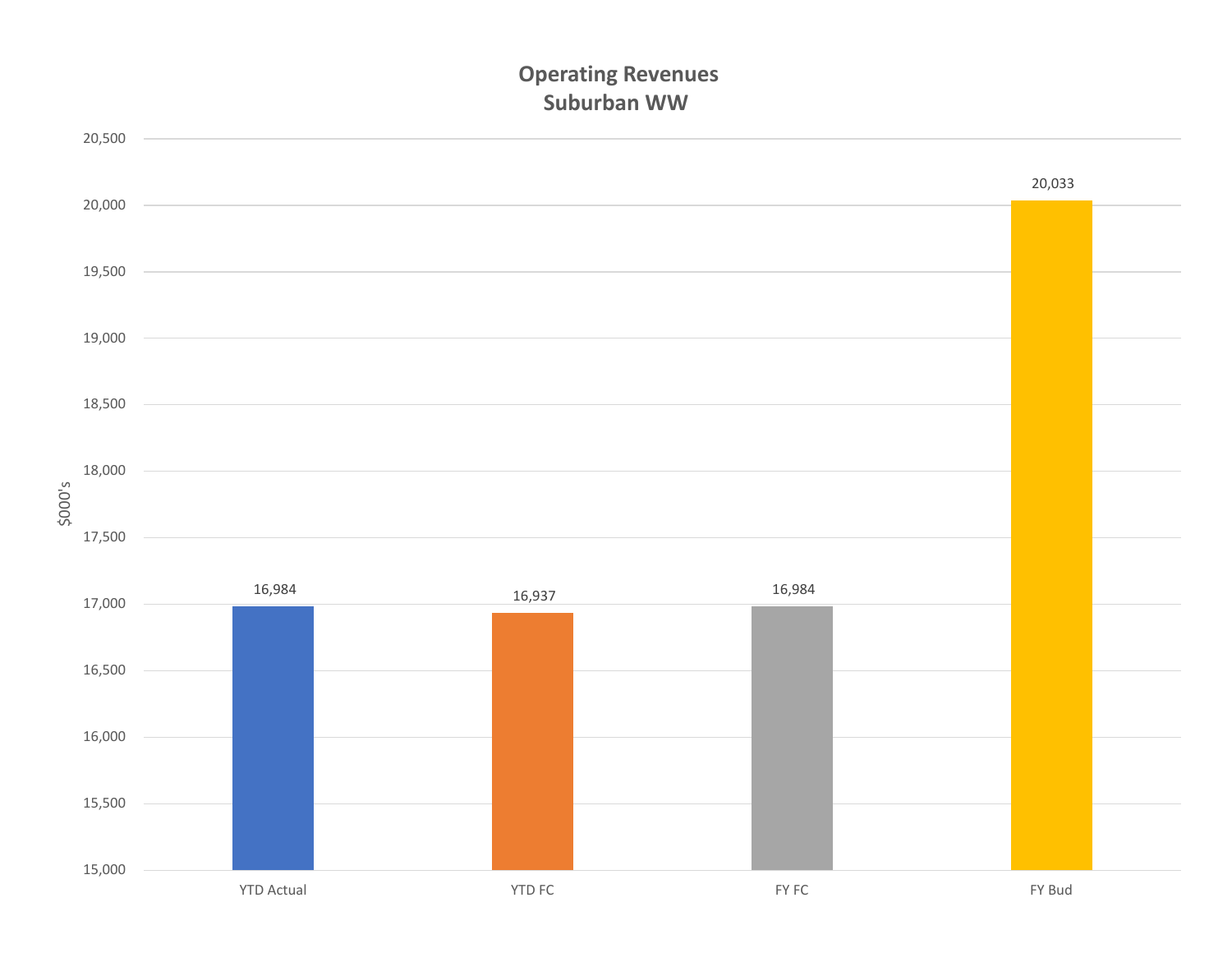# Operating Revenues
## Suburban WW

$000's

| | YTD Actual | YTD FC | FY FC | FY Bud |
|---|---|---|---|---|
| Operating Revenues ($000's) | 16,984 | 16,937 | 16,984 | 20,033 |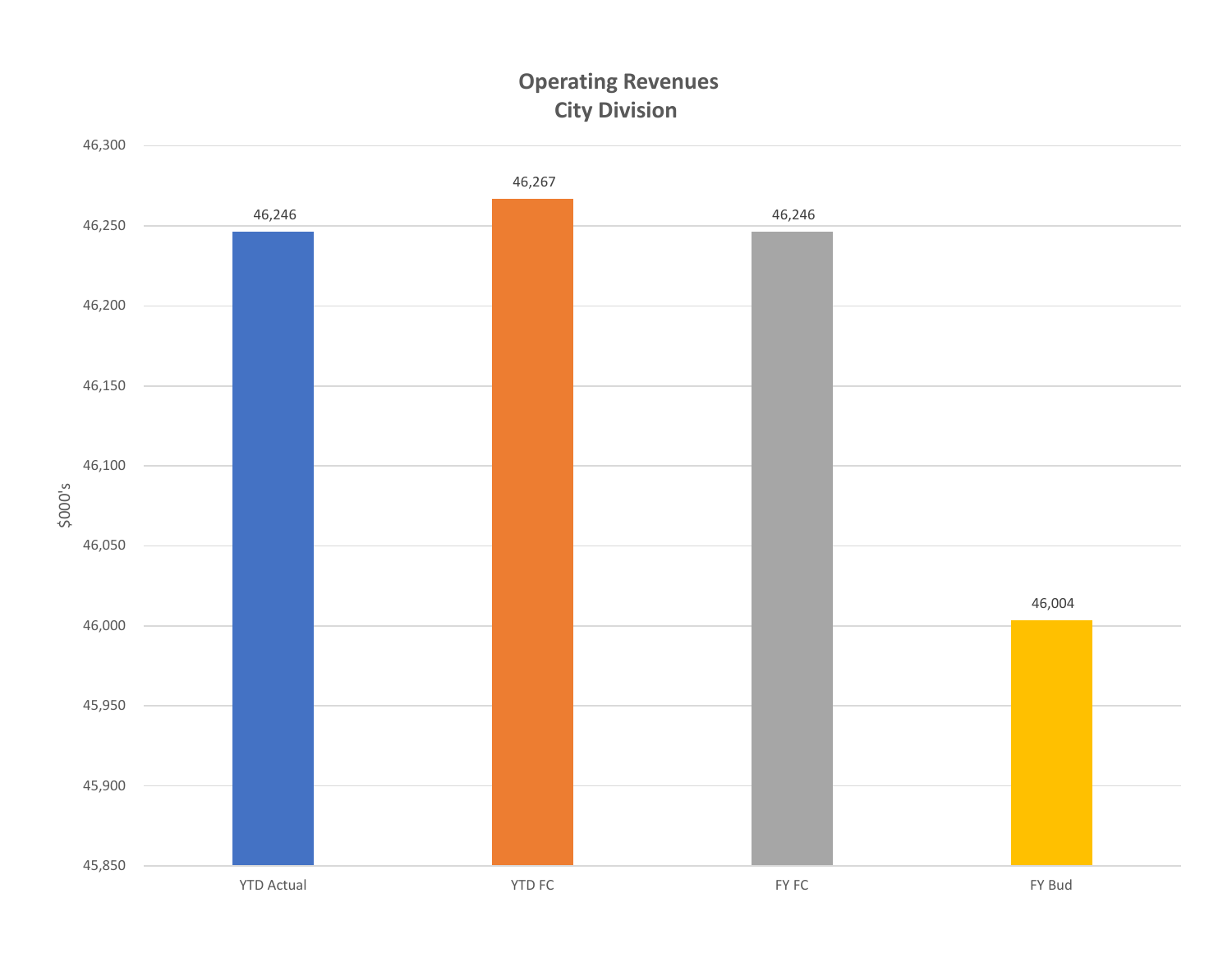# Operating Revenues
## City Division

| | YTD Actual | YTD FC | FY FC | FY Bud |
|---|---|---|---|---|
| $000's | 46,246 | 46,267 | 46,246 | 46,004 |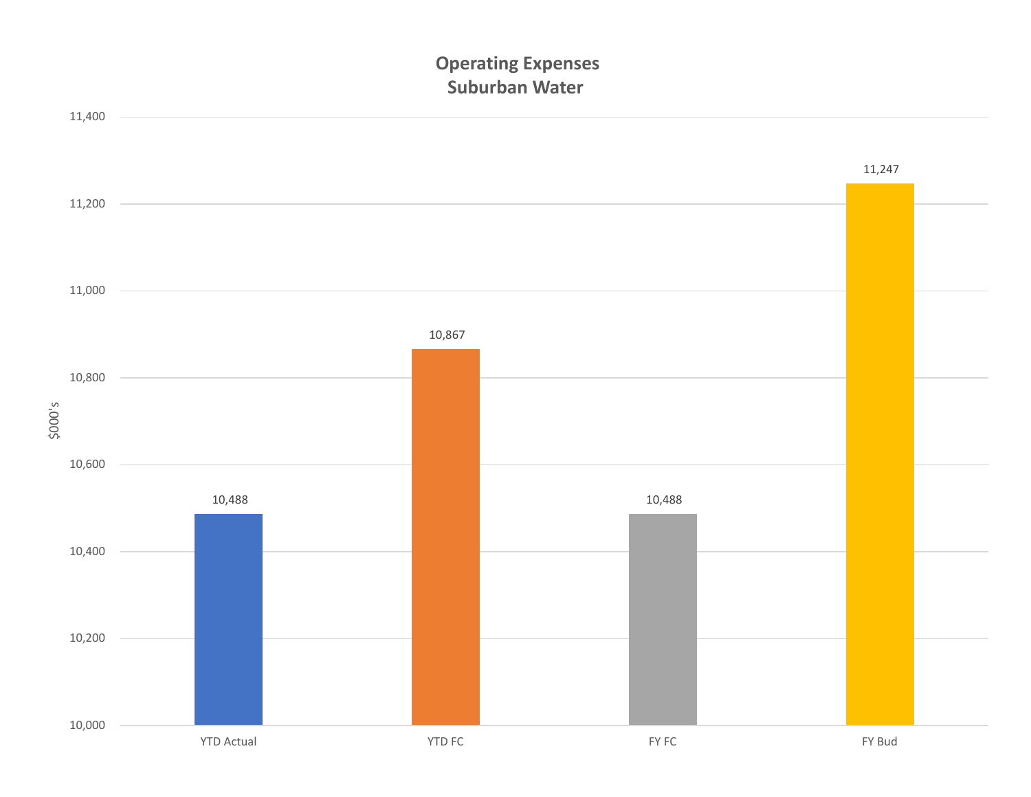# Operating Expenses
## Suburban Water

| | YTD Actual | YTD FC | FY FC | FY Bud |
|---|---|---|---|---|
| $000's | 10,488 | 10,867 | 10,488 | 11,247 |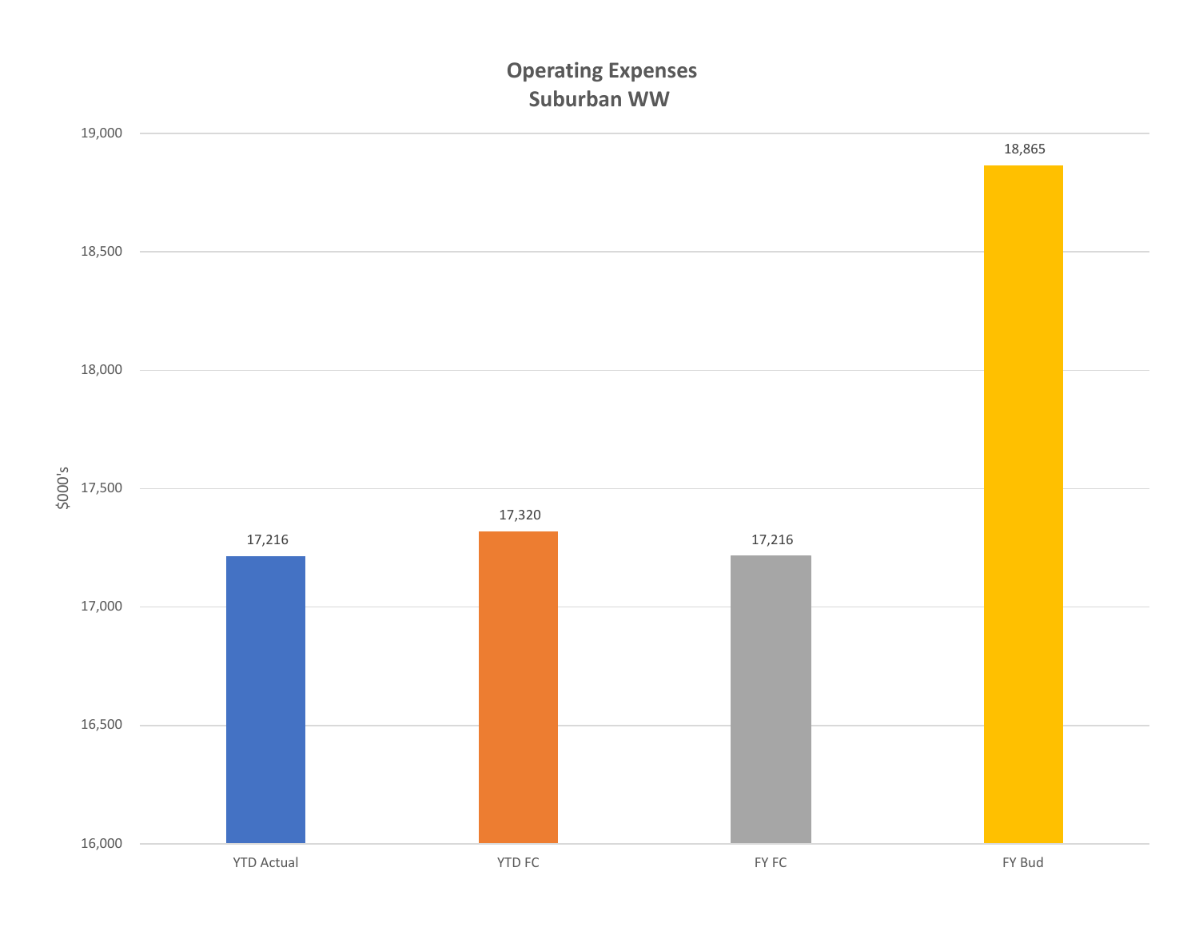# Operating Expenses
## Suburban WW

| | YTD Actual | YTD FC | FY FC | FY Bud |
|---|---|---|---|---|
| $000's | 17,216 | 17,320 | 17,216 | 18,865 |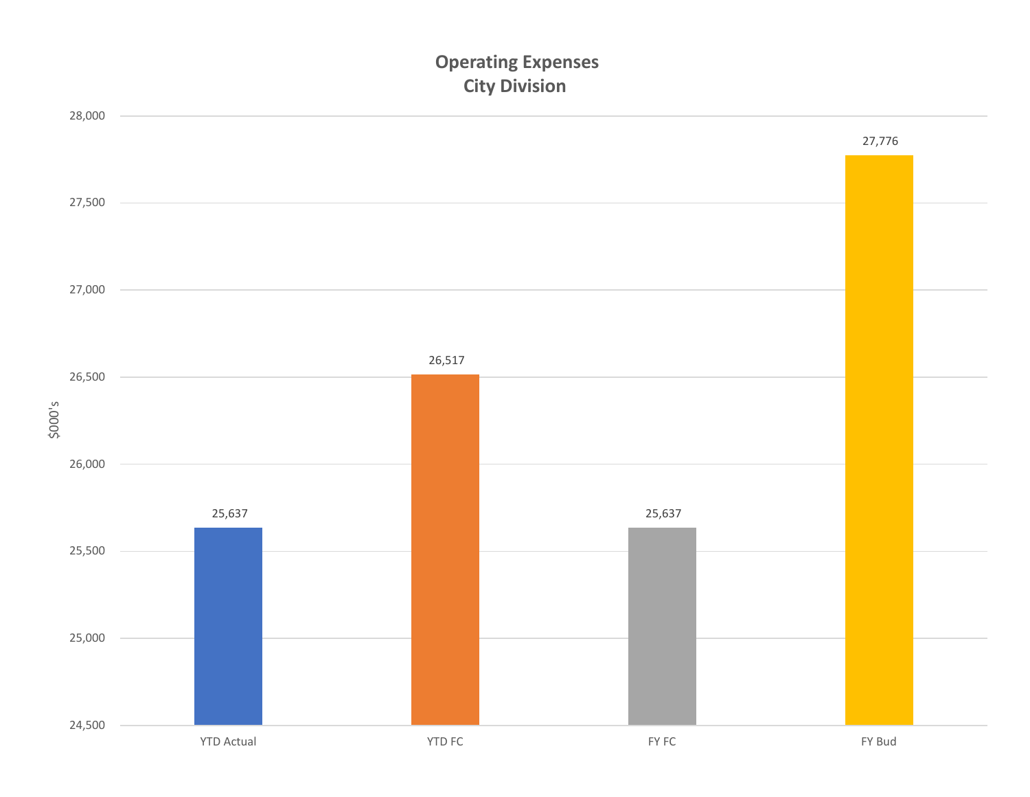## Operating Expenses
## City Division

| | YTD Actual | YTD FC | FY FC | FY Bud |
|---|---|---|---|---|
| $000's | 25,637 | 26,517 | 25,637 | 27,776 |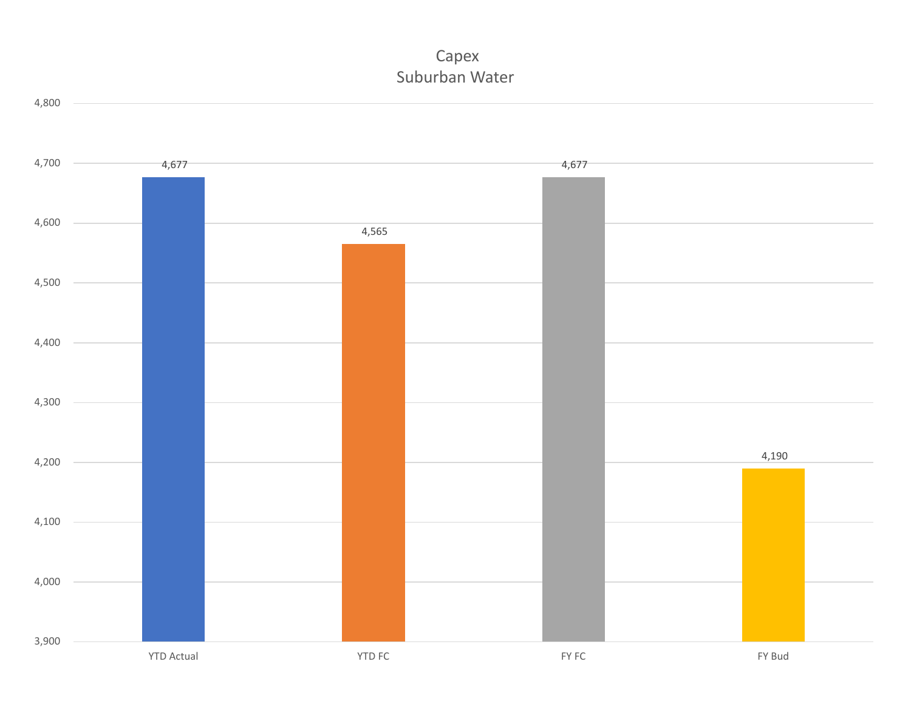# Capex
## Suburban Water

| | YTD Actual | YTD FC | FY FC | FY Bud |
|---|---|---|---|---|
| Capex | 4,677 | 4,565 | 4,677 | 4,190 |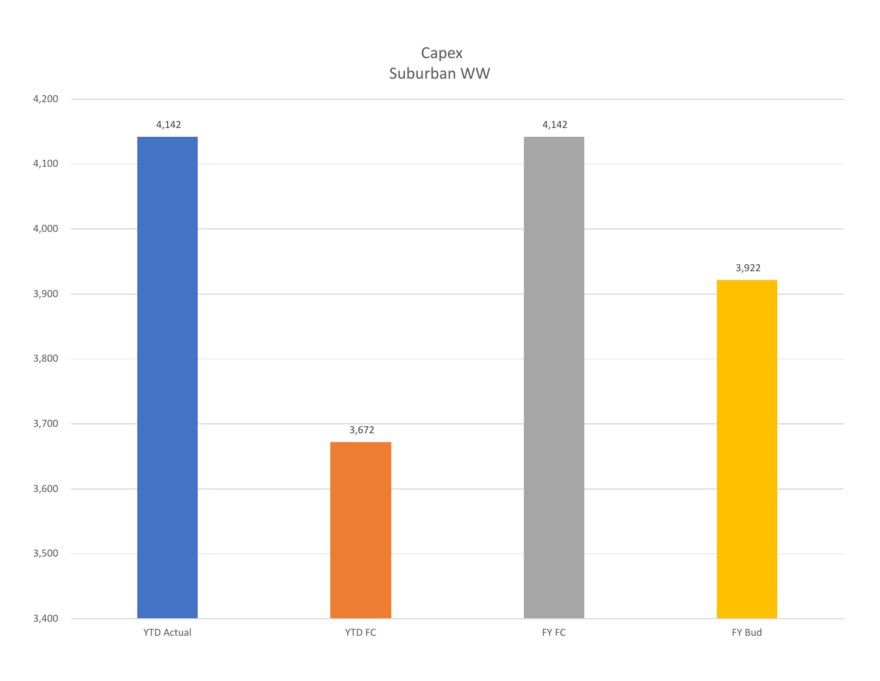# Capex
## Suburban WW

| | YTD Actual | YTD FC | FY FC | FY Bud |
|---|---|---|---|---|
| Capex | 4,142 | 3,672 | 4,142 | 3,922 |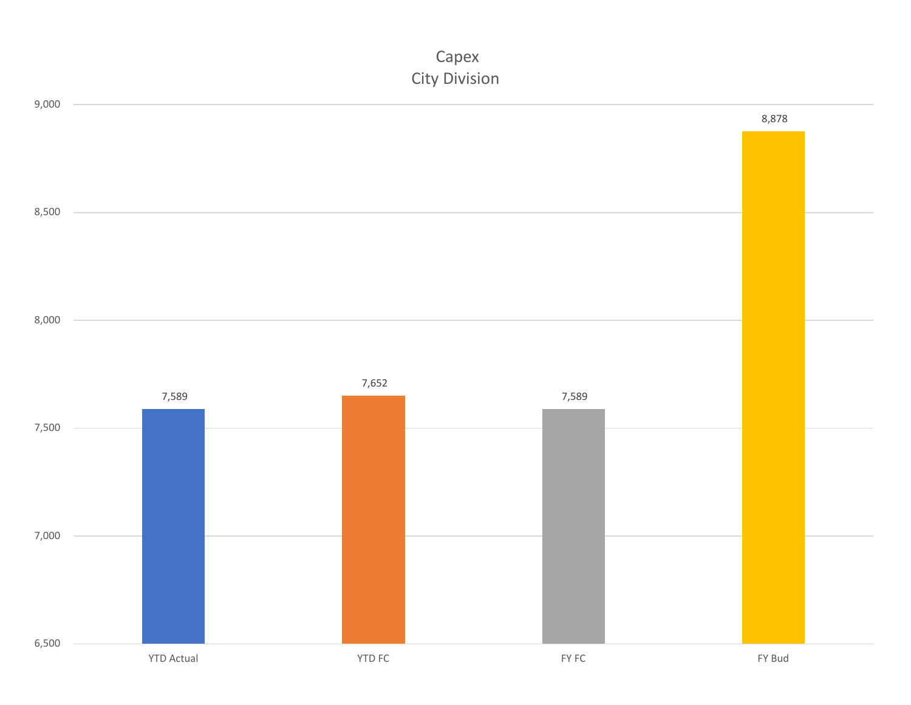# Capex
## City Division

| | YTD Actual | YTD FC | FY FC | FY Bud |
|---|---|---|---|---|
| Capex | 7,589 | 7,652 | 7,589 | 8,878 |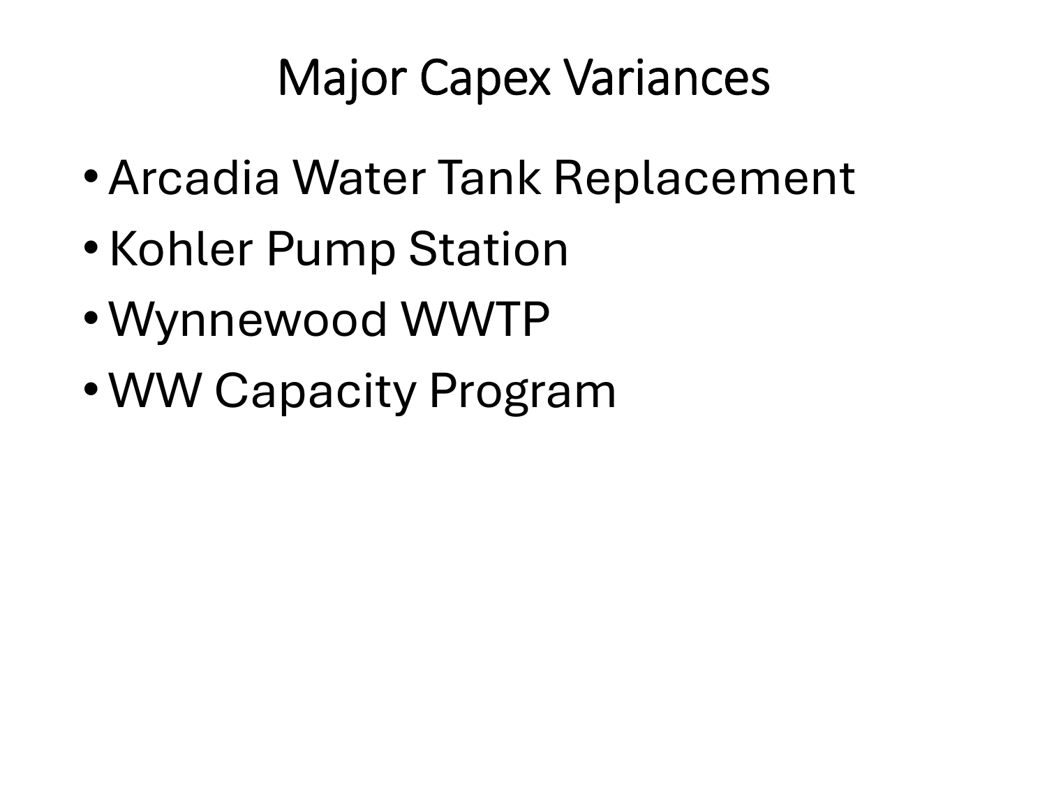# Major Capex Variances

- Arcadia Water Tank Replacement
- Kohler Pump Station
- Wynnewood WWTP
- WW Capacity Program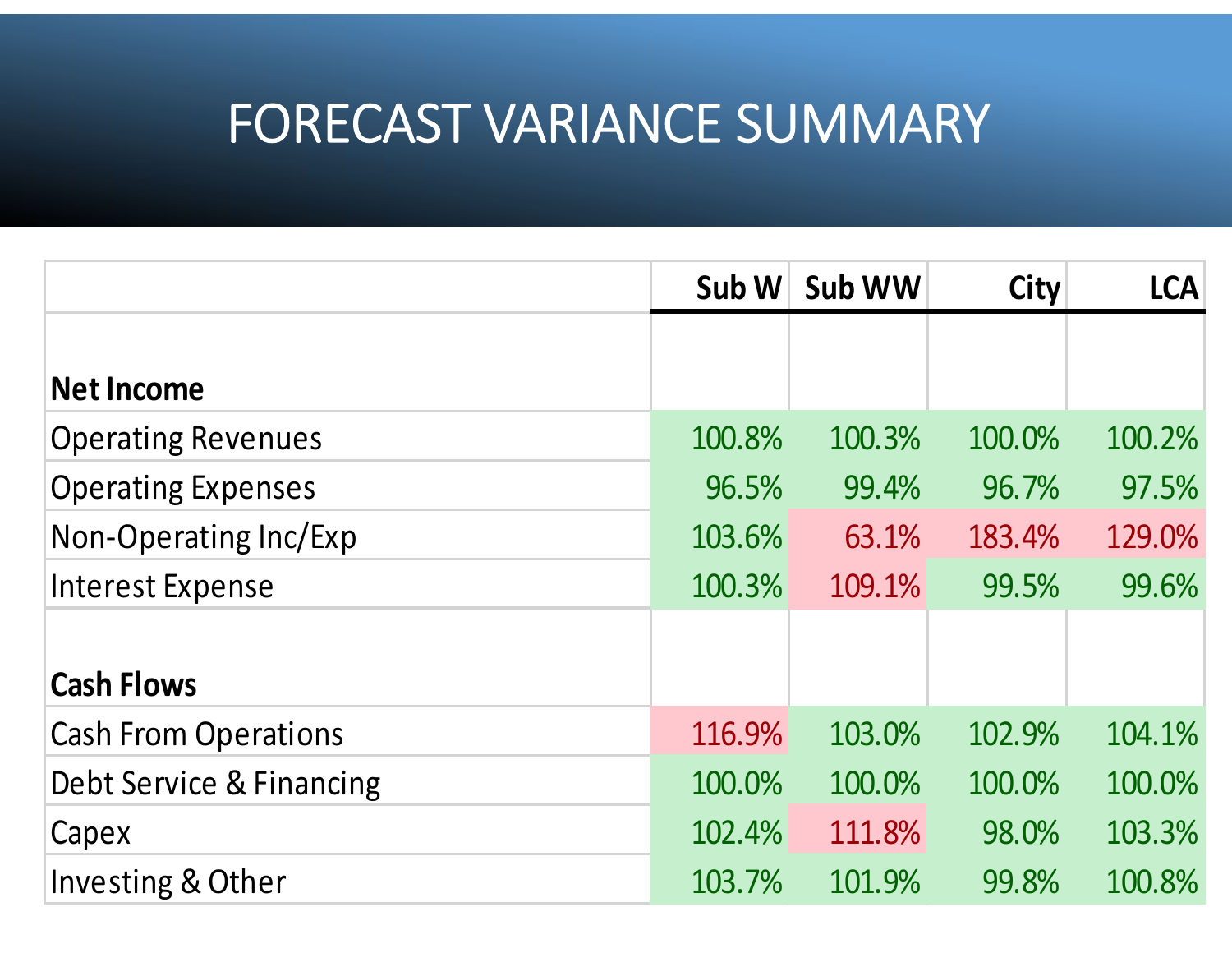# FORECAST VARIANCE SUMMARY

| | Sub W | Sub WW | City | LCA |
|---|---|---|---|---|
| **Net Income** | | | | |
| Operating Revenues | 100.8% | 100.3% | 100.0% | 100.2% |
| Operating Expenses | 96.5% | 99.4% | 96.7% | 97.5% |
| Non-Operating Inc/Exp | 103.6% | 63.1% | 183.4% | 129.0% |
| Interest Expense | 100.3% | 109.1% | 99.5% | 99.6% |
| **Cash Flows** | | | | |
| Cash From Operations | 116.9% | 103.0% | 102.9% | 104.1% |
| Debt Service & Financing | 100.0% | 100.0% | 100.0% | 100.0% |
| Capex | 102.4% | 111.8% | 98.0% | 103.3% |
| Investing & Other | 103.7% | 101.9% | 99.8% | 100.8% |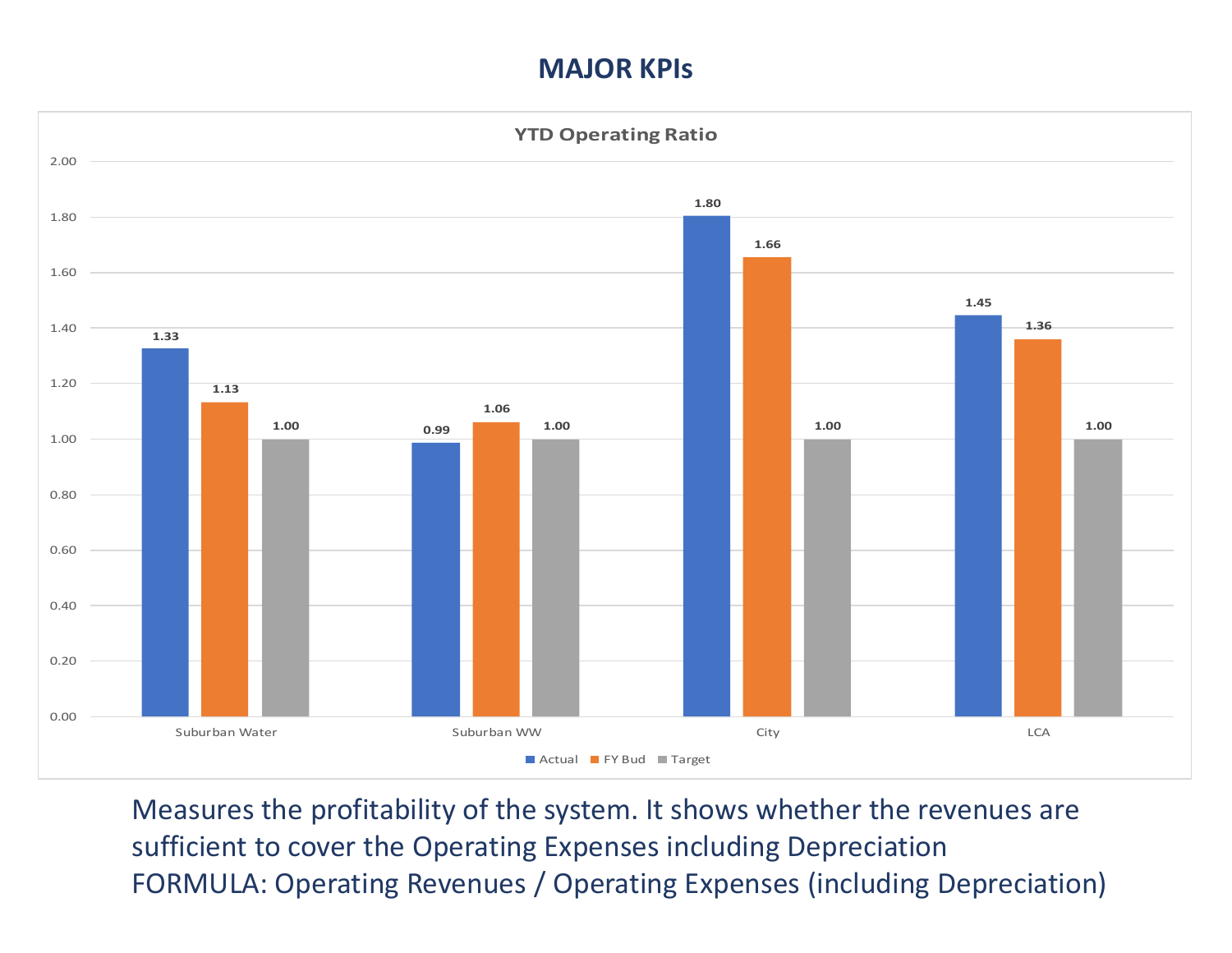# MAJOR KPIs

**YTD Operating Ratio**

| | Actual | FY Bud | Target |
|---|---|---|---|
| Suburban Water | 1.33 | 1.13 | 1.00 |
| Suburban WW | 0.99 | 1.06 | 1.00 |
| City | 1.80 | 1.66 | 1.00 |
| LCA | 1.45 | 1.36 | 1.00 |

Measures the profitability of the system. It shows whether the revenues are sufficient to cover the Operating Expenses including Depreciation

FORMULA: Operating Revenues / Operating Expenses (including Depreciation)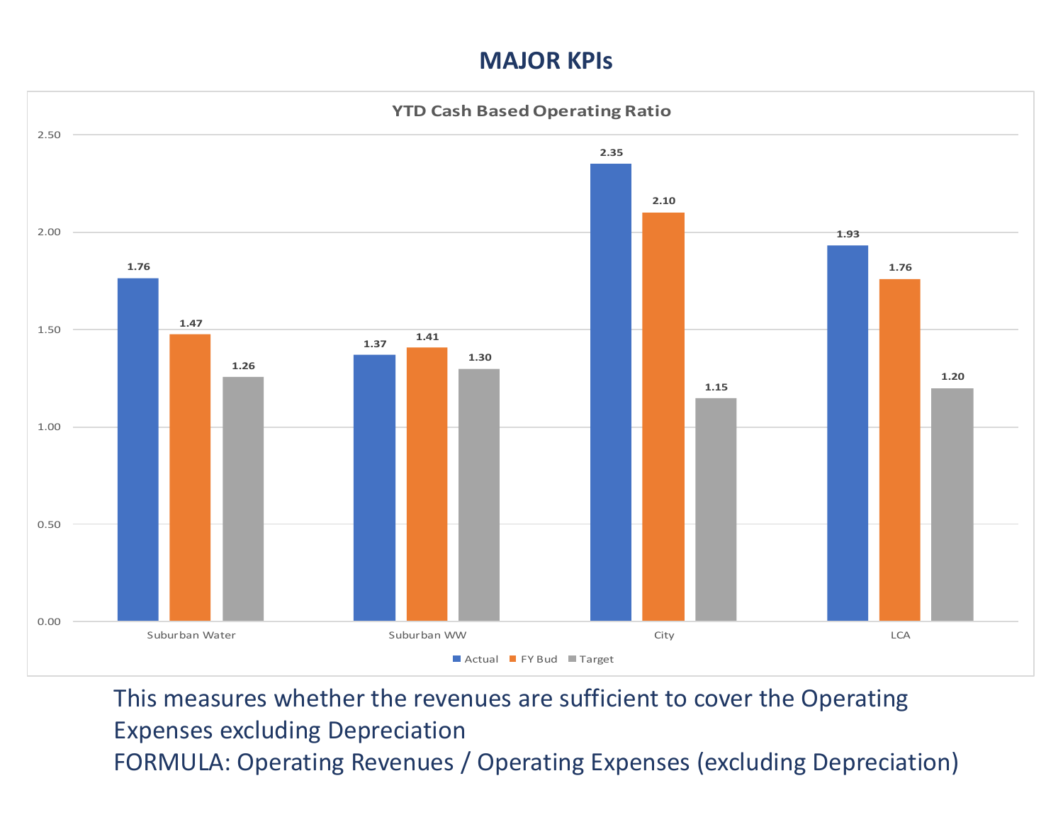# MAJOR KPIs

**YTD Cash Based Operating Ratio**

| | Actual | FY Bud | Target |
|---|---|---|---|
| Suburban Water | 1.76 | 1.47 | 1.26 |
| Suburban WW | 1.37 | 1.41 | 1.30 |
| City | 2.35 | 2.10 | 1.15 |
| LCA | 1.93 | 1.76 | 1.20 |

This measures whether the revenues are sufficient to cover the Operating Expenses excluding Depreciation

FORMULA: Operating Revenues / Operating Expenses (excluding Depreciation)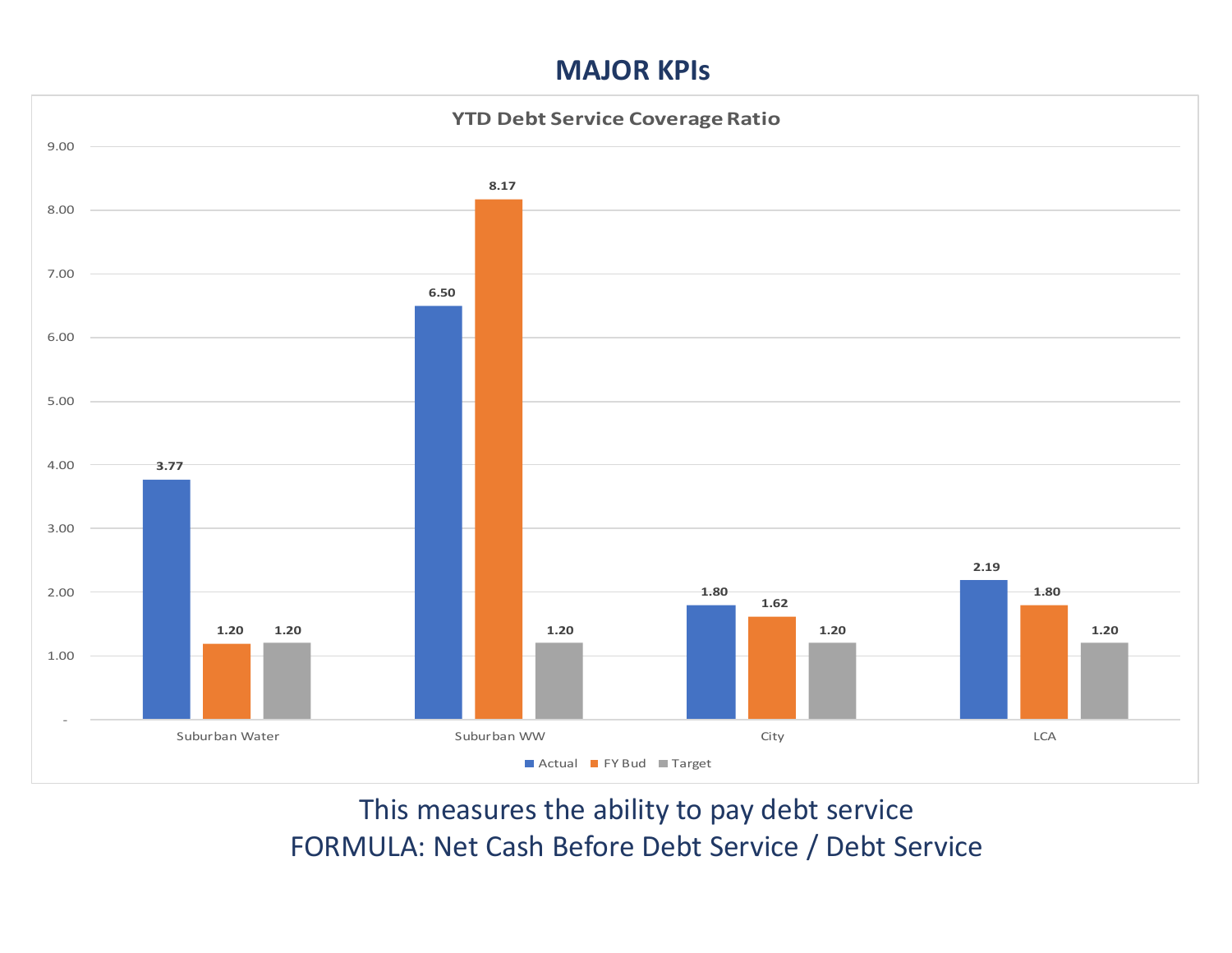# MAJOR KPIs

**YTD Debt Service Coverage Ratio**

| | Actual | FY Bud | Target |
|---|---|---|---|
| Suburban Water | 3.77 | 1.20 | 1.20 |
| Suburban WW | 6.50 | 8.17 | 1.20 |
| City | 1.80 | 1.62 | 1.20 |
| LCA | 2.19 | 1.80 | 1.20 |

This measures the ability to pay debt service

FORMULA: Net Cash Before Debt Service / Debt Service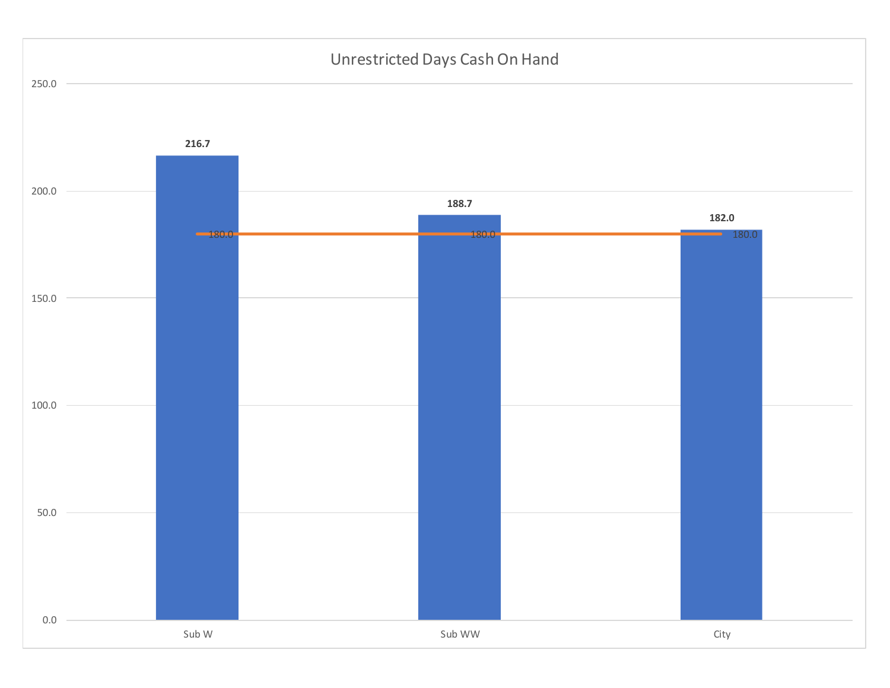Unrestricted Days Cash On Hand

250.0

200.0

150.0

100.0

50.0

0.0

216.7

188.7

182.0

180.0

180.0

180.0

Sub W

Sub WW

City